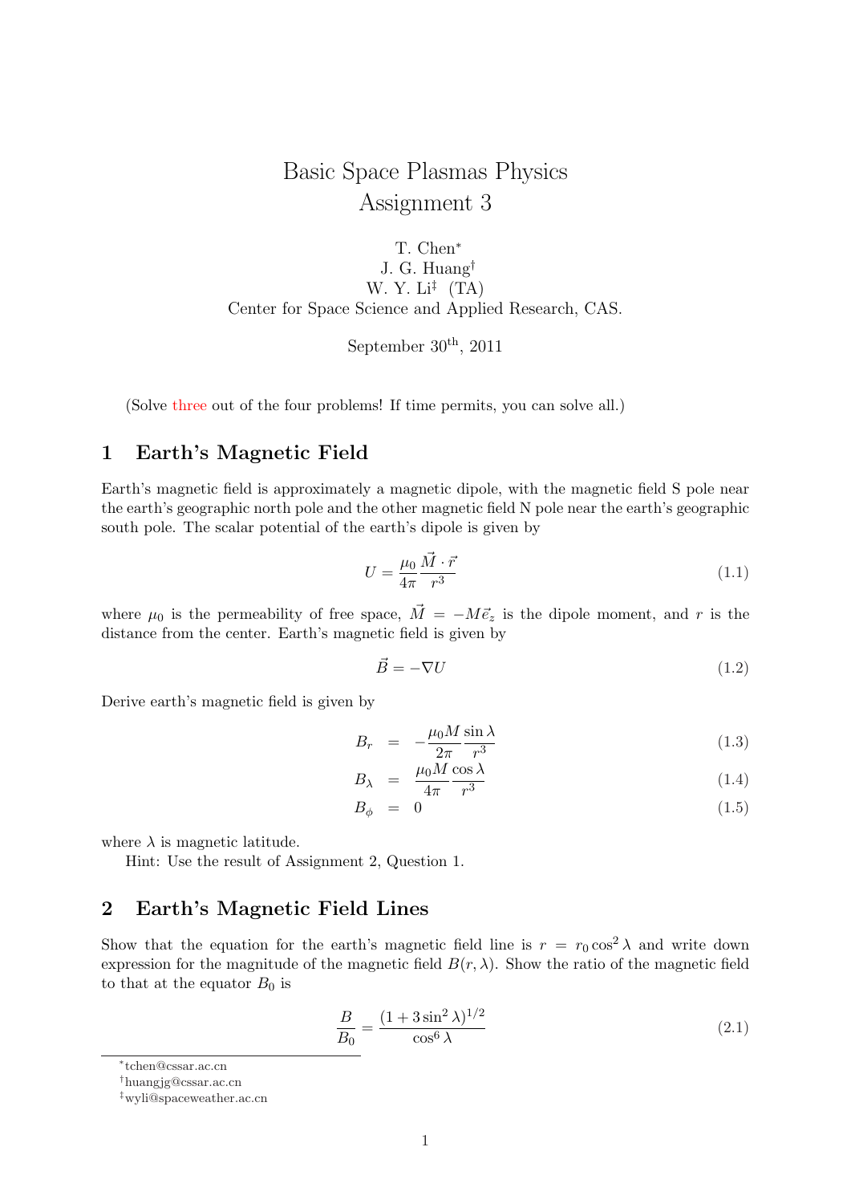# Basic Space Plasmas Physics
# Assignment 3

T. Chen[*]
J. G. Huang[†]
W. Y. Li[‡] (TA)
Center for Space Science and Applied Research, CAS.

September 30[th], 2011

(Solve three out of the four problems! If time permits, you can solve all.)

## 1 Earth's Magnetic Field

Earth's magnetic field is approximately a magnetic dipole, with the magnetic field S pole near the earth's geographic north pole and the other magnetic field N pole near the earth's geographic south pole. The scalar potential of the earth's dipole is given by

$$U = \frac{\mu_0}{4\pi}\frac{\vec{M}\cdot\vec{r}}{r^3} \tag{1.1}$$

where $\mu_0$ is the permeability of free space, $\vec{M} = -M\vec{e}_z$ is the dipole moment, and $r$ is the distance from the center. Earth's magnetic field is given by

$$\vec{B} = -\nabla U \tag{1.2}$$

Derive earth's magnetic field is given by

$$B_r = -\frac{\mu_0 M}{2\pi}\frac{\sin\lambda}{r^3} \tag{1.3}$$

$$B_\lambda = \frac{\mu_0 M}{4\pi}\frac{\cos\lambda}{r^3} \tag{1.4}$$

$$B_\phi = 0 \tag{1.5}$$

where $\lambda$ is magnetic latitude.

Hint: Use the result of Assignment 2, Question 1.

## 2 Earth's Magnetic Field Lines

Show that the equation for the earth's magnetic field line is $r = r_0\cos^2\lambda$ and write down expression for the magnitude of the magnetic field $B(r,\lambda)$. Show the ratio of the magnetic field to that at the equator $B_0$ is

$$\frac{B}{B_0} = \frac{(1+3\sin^2\lambda)^{1/2}}{\cos^6\lambda} \tag{2.1}$$

---

[*] tchen@cssar.ac.cn
[†] huangjg@cssar.ac.cn
[‡] wyli@spaceweather.ac.cn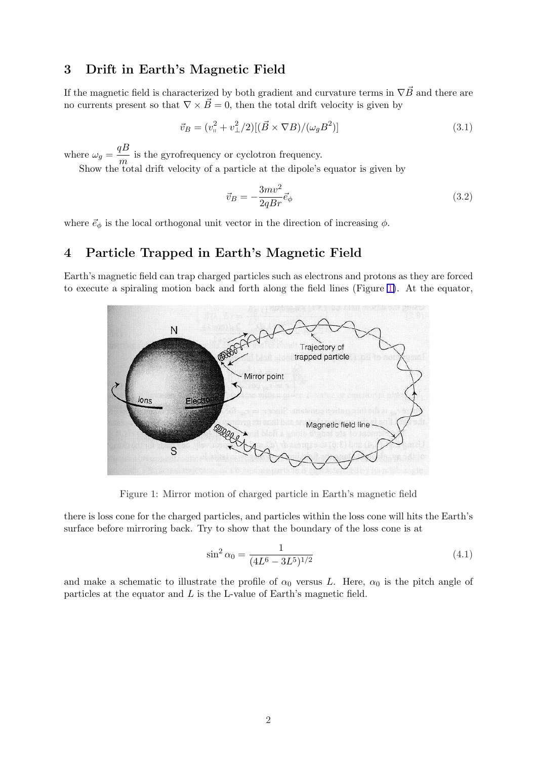## 3 Drift in Earth's Magnetic Field

If the magnetic field is characterized by both gradient and curvature terms in $\nabla\vec{B}$ and there are no currents present so that $\nabla \times \vec{B} = 0$, then the total drift velocity is given by

$$\vec{v}_B = (v_{\shortparallel}^2 + v_\perp^2/2)[(\vec{B} \times \nabla B)/(\omega_g B^2)] \tag{3.1}$$

where $\omega_g = \dfrac{qB}{m}$ is the gyrofrequency or cyclotron frequency.

Show the total drift velocity of a particle at the dipole's equator is given by

$$\vec{v}_B = -\frac{3mv^2}{2qBr}\vec{e}_\phi \tag{3.2}$$

where $\vec{e}_\phi$ is the local orthogonal unit vector in the direction of increasing $\phi$.

## 4 Particle Trapped in Earth's Magnetic Field

Earth's magnetic field can trap charged particles such as electrons and protons as they are forced to execute a spiraling motion back and forth along the field lines (Figure 1). At the equator,

N

S

Ions

Electrons

Trajectory of trapped particle

Mirror point

Magnetic field line

Figure 1: Mirror motion of charged particle in Earth's magnetic field

there is loss cone for the charged particles, and particles within the loss cone will hits the Earth's surface before mirroring back. Try to show that the boundary of the loss cone is at

$$\sin^2 \alpha_0 = \frac{1}{(4L^6 - 3L^5)^{1/2}} \tag{4.1}$$

and make a schematic to illustrate the profile of $\alpha_0$ versus $L$. Here, $\alpha_0$ is the pitch angle of particles at the equator and $L$ is the L-value of Earth's magnetic field.